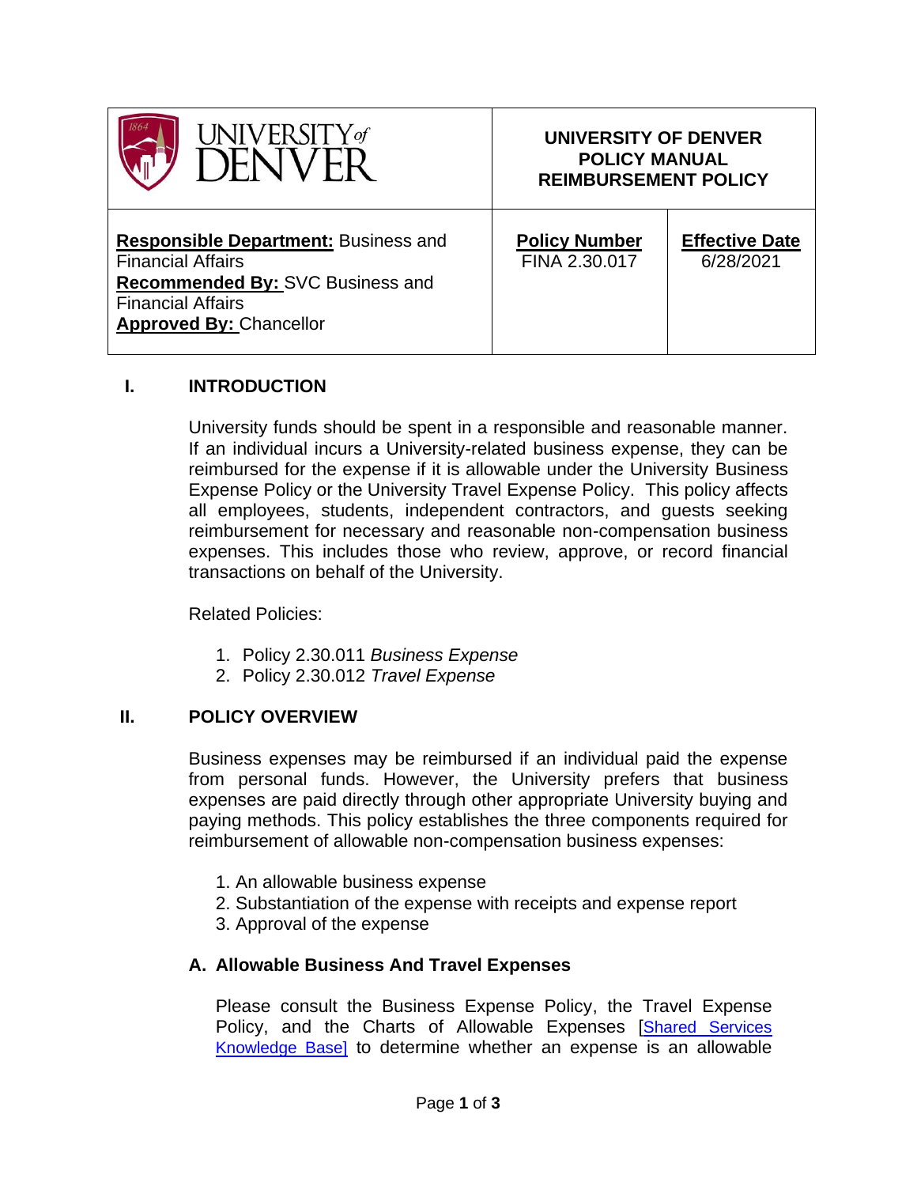| UNIVERSITY of DENVER | UNIVERSITY OF DENVER POLICY MANUAL REIMBURSEMENT POLICY | |
|---|---|---|
| **Responsible Department:** Business and Financial Affairs<br>**Recommended By:** SVC Business and Financial Affairs<br>**Approved By:** Chancellor | **Policy Number**<br>FINA 2.30.017 | **Effective Date**<br>6/28/2021 |

## I. INTRODUCTION

University funds should be spent in a responsible and reasonable manner. If an individual incurs a University-related business expense, they can be reimbursed for the expense if it is allowable under the University Business Expense Policy or the University Travel Expense Policy. This policy affects all employees, students, independent contractors, and guests seeking reimbursement for necessary and reasonable non-compensation business expenses. This includes those who review, approve, or record financial transactions on behalf of the University.

Related Policies:

1. Policy 2.30.011 *Business Expense*
2. Policy 2.30.012 *Travel Expense*

## II. POLICY OVERVIEW

Business expenses may be reimbursed if an individual paid the expense from personal funds. However, the University prefers that business expenses are paid directly through other appropriate University buying and paying methods. This policy establishes the three components required for reimbursement of allowable non-compensation business expenses:

1. An allowable business expense
2. Substantiation of the expense with receipts and expense report
3. Approval of the expense

### A. Allowable Business And Travel Expenses

Please consult the Business Expense Policy, the Travel Expense Policy, and the Charts of Allowable Expenses [Shared Services Knowledge Base] to determine whether an expense is an allowable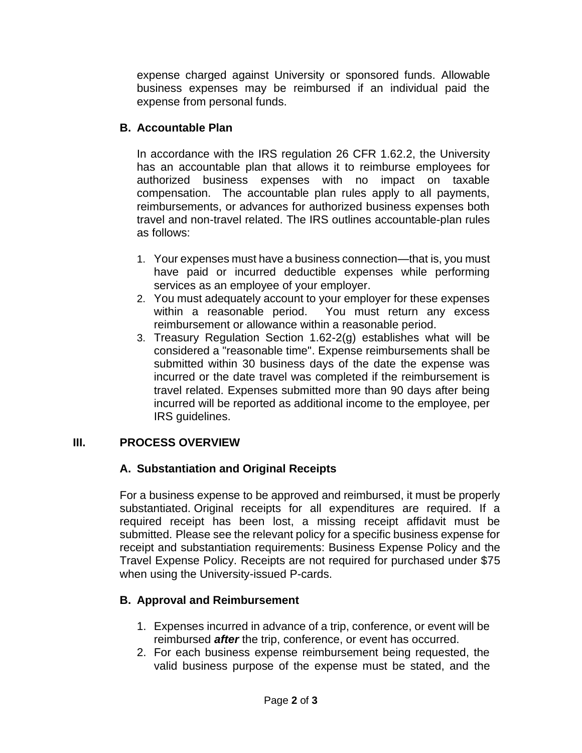expense charged against University or sponsored funds. Allowable business expenses may be reimbursed if an individual paid the expense from personal funds.

### B. Accountable Plan

In accordance with the IRS regulation 26 CFR 1.62.2, the University has an accountable plan that allows it to reimburse employees for authorized business expenses with no impact on taxable compensation. The accountable plan rules apply to all payments, reimbursements, or advances for authorized business expenses both travel and non-travel related. The IRS outlines accountable-plan rules as follows:

1. Your expenses must have a business connection—that is, you must have paid or incurred deductible expenses while performing services as an employee of your employer.
2. You must adequately account to your employer for these expenses within a reasonable period. You must return any excess reimbursement or allowance within a reasonable period.
3. Treasury Regulation Section 1.62-2(g) establishes what will be considered a "reasonable time". Expense reimbursements shall be submitted within 30 business days of the date the expense was incurred or the date travel was completed if the reimbursement is travel related. Expenses submitted more than 90 days after being incurred will be reported as additional income to the employee, per IRS guidelines.

## III. PROCESS OVERVIEW

### A. Substantiation and Original Receipts

For a business expense to be approved and reimbursed, it must be properly substantiated. Original receipts for all expenditures are required. If a required receipt has been lost, a missing receipt affidavit must be submitted. Please see the relevant policy for a specific business expense for receipt and substantiation requirements: Business Expense Policy and the Travel Expense Policy. Receipts are not required for purchased under $75 when using the University-issued P-cards.

### B. Approval and Reimbursement

1. Expenses incurred in advance of a trip, conference, or event will be reimbursed ***after*** the trip, conference, or event has occurred.
2. For each business expense reimbursement being requested, the valid business purpose of the expense must be stated, and the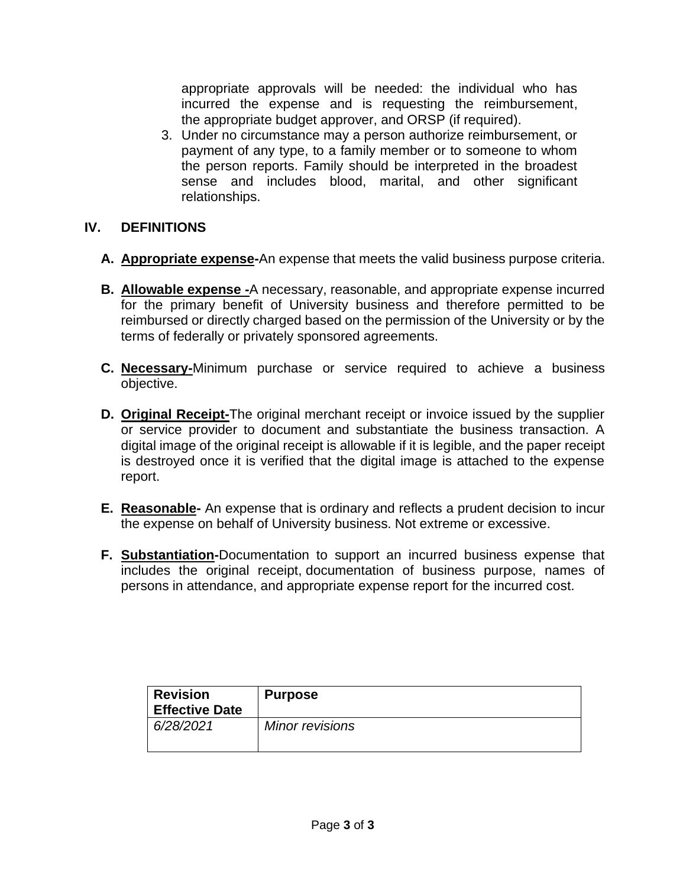appropriate approvals will be needed: the individual who has incurred the expense and is requesting the reimbursement, the appropriate budget approver, and ORSP (if required).

3. Under no circumstance may a person authorize reimbursement, or payment of any type, to a family member or to someone to whom the person reports. Family should be interpreted in the broadest sense and includes blood, marital, and other significant relationships.

## IV. DEFINITIONS

**A. Appropriate expense-**An expense that meets the valid business purpose criteria.

**B. Allowable expense -**A necessary, reasonable, and appropriate expense incurred for the primary benefit of University business and therefore permitted to be reimbursed or directly charged based on the permission of the University or by the terms of federally or privately sponsored agreements.

**C. Necessary-**Minimum purchase or service required to achieve a business objective.

**D. Original Receipt-**The original merchant receipt or invoice issued by the supplier or service provider to document and substantiate the business transaction. A digital image of the original receipt is allowable if it is legible, and the paper receipt is destroyed once it is verified that the digital image is attached to the expense report.

**E. Reasonable-** An expense that is ordinary and reflects a prudent decision to incur the expense on behalf of University business. Not extreme or excessive.

**F. Substantiation-**Documentation to support an incurred business expense that includes the original receipt, documentation of business purpose, names of persons in attendance, and appropriate expense report for the incurred cost.

| Revision Effective Date | Purpose |
|---|---|
| *6/28/2021* | *Minor revisions* |